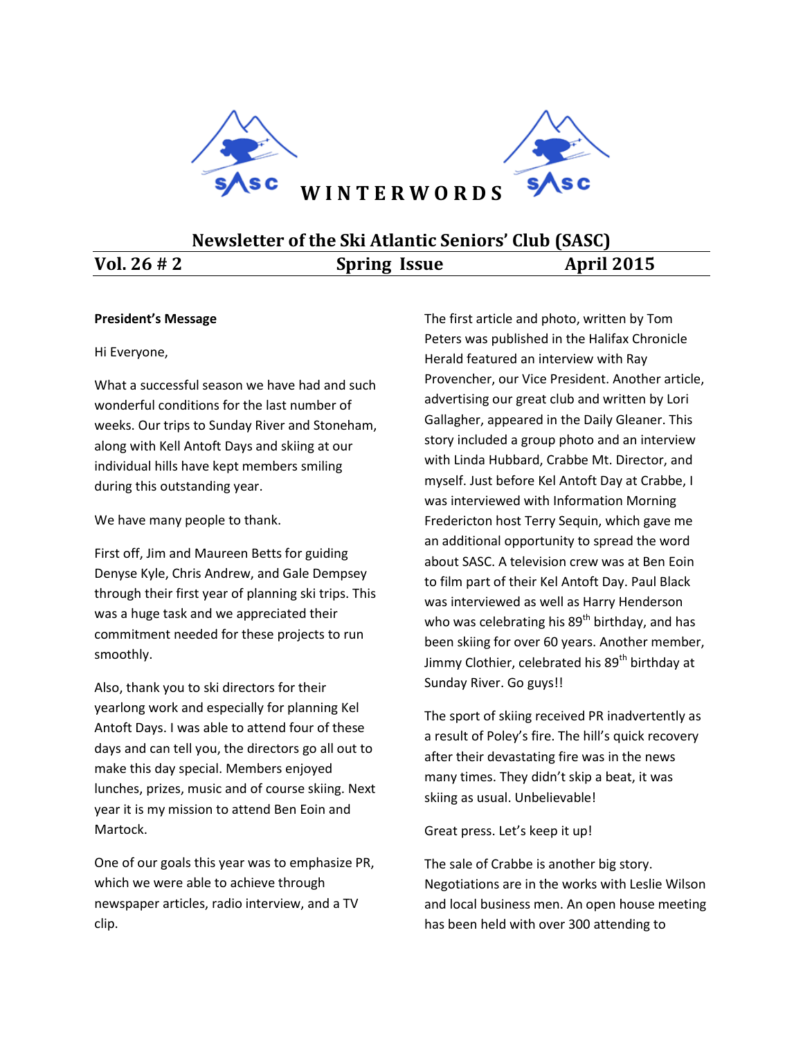# WINTERWORDS

## Newsletter of the Ski Atlantic Seniors' Club (SASC)

**Vol. 26 # 2 Spring Issue April 2015**

**President's Message**

Hi Everyone,

What a successful season we have had and such wonderful conditions for the last number of weeks. Our trips to Sunday River and Stoneham, along with Kell Antoft Days and skiing at our individual hills have kept members smiling during this outstanding year.

We have many people to thank.

First off, Jim and Maureen Betts for guiding Denyse Kyle, Chris Andrew, and Gale Dempsey through their first year of planning ski trips. This was a huge task and we appreciated their commitment needed for these projects to run smoothly.

Also, thank you to ski directors for their yearlong work and especially for planning Kel Antoft Days. I was able to attend four of these days and can tell you, the directors go all out to make this day special. Members enjoyed lunches, prizes, music and of course skiing. Next year it is my mission to attend Ben Eoin and Martock.

One of our goals this year was to emphasize PR, which we were able to achieve through newspaper articles, radio interview, and a TV clip.

The first article and photo, written by Tom Peters was published in the Halifax Chronicle Herald featured an interview with Ray Provencher, our Vice President. Another article, advertising our great club and written by Lori Gallagher, appeared in the Daily Gleaner. This story included a group photo and an interview with Linda Hubbard, Crabbe Mt. Director, and myself. Just before Kel Antoft Day at Crabbe, I was interviewed with Information Morning Fredericton host Terry Sequin, which gave me an additional opportunity to spread the word about SASC. A television crew was at Ben Eoin to film part of their Kel Antoft Day. Paul Black was interviewed as well as Harry Henderson who was celebrating his 89th birthday, and has been skiing for over 60 years. Another member, Jimmy Clothier, celebrated his 89th birthday at Sunday River. Go guys!!

The sport of skiing received PR inadvertently as a result of Poley's fire. The hill's quick recovery after their devastating fire was in the news many times. They didn't skip a beat, it was skiing as usual. Unbelievable!

Great press. Let's keep it up!

The sale of Crabbe is another big story. Negotiations are in the works with Leslie Wilson and local business men. An open house meeting has been held with over 300 attending to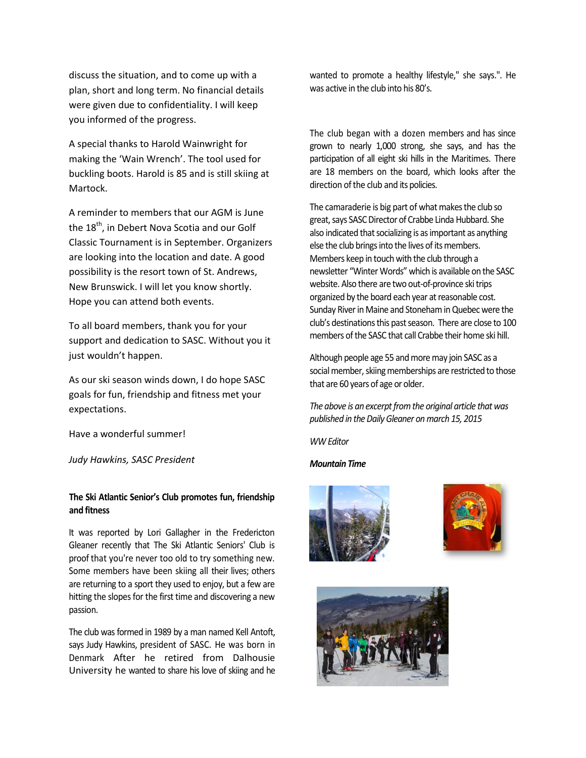discuss the situation, and to come up with a plan, short and long term. No financial details were given due to confidentiality. I will keep you informed of the progress.

A special thanks to Harold Wainwright for making the 'Wain Wrench'. The tool used for buckling boots. Harold is 85 and is still skiing at Martock.

A reminder to members that our AGM is June the 18th, in Debert Nova Scotia and our Golf Classic Tournament is in September. Organizers are looking into the location and date. A good possibility is the resort town of St. Andrews, New Brunswick. I will let you know shortly. Hope you can attend both events.

To all board members, thank you for your support and dedication to SASC. Without you it just wouldn't happen.

As our ski season winds down, I do hope SASC goals for fun, friendship and fitness met your expectations.

Have a wonderful summer!

*Judy Hawkins, SASC President*

**The Ski Atlantic Senior's Club promotes fun, friendship and fitness**

It was reported by Lori Gallagher in the Fredericton Gleaner recently that The Ski Atlantic Seniors' Club is proof that you're never too old to try something new. Some members have been skiing all their lives; others are returning to a sport they used to enjoy, but a few are hitting the slopes for the first time and discovering a new passion.

The club was formed in 1989 by a man named Kell Antoft, says Judy Hawkins, president of SASC. He was born in Denmark After he retired from Dalhousie University he wanted to share his love of skiing and he wanted to promote a healthy lifestyle," she says.". He was active in the club into his 80's.

The club began with a dozen members and has since grown to nearly 1,000 strong, she says, and has the participation of all eight ski hills in the Maritimes. There are 18 members on the board, which looks after the direction of the club and its policies.

The camaraderie is big part of what makes the club so great, says SASC Director of Crabbe Linda Hubbard. She also indicated that socializing is as important as anything else the club brings into the lives of its members. Members keep in touch with the club through a newsletter "Winter Words" which is available on the SASC website. Also there are two out-of-province ski trips organized by the board each year at reasonable cost. Sunday River in Maine and Stoneham in Quebec were the club's destinations this past season. There are close to 100 members of the SASC that call Crabbe their home ski hill.

Although people age 55 and more may join SASC as a social member, skiing memberships are restricted to those that are 60 years of age or older.

*The above is an excerpt from the original article that was published in the Daily Gleaner on march 15, 2015*

*WW Editor*

***Mountain Time***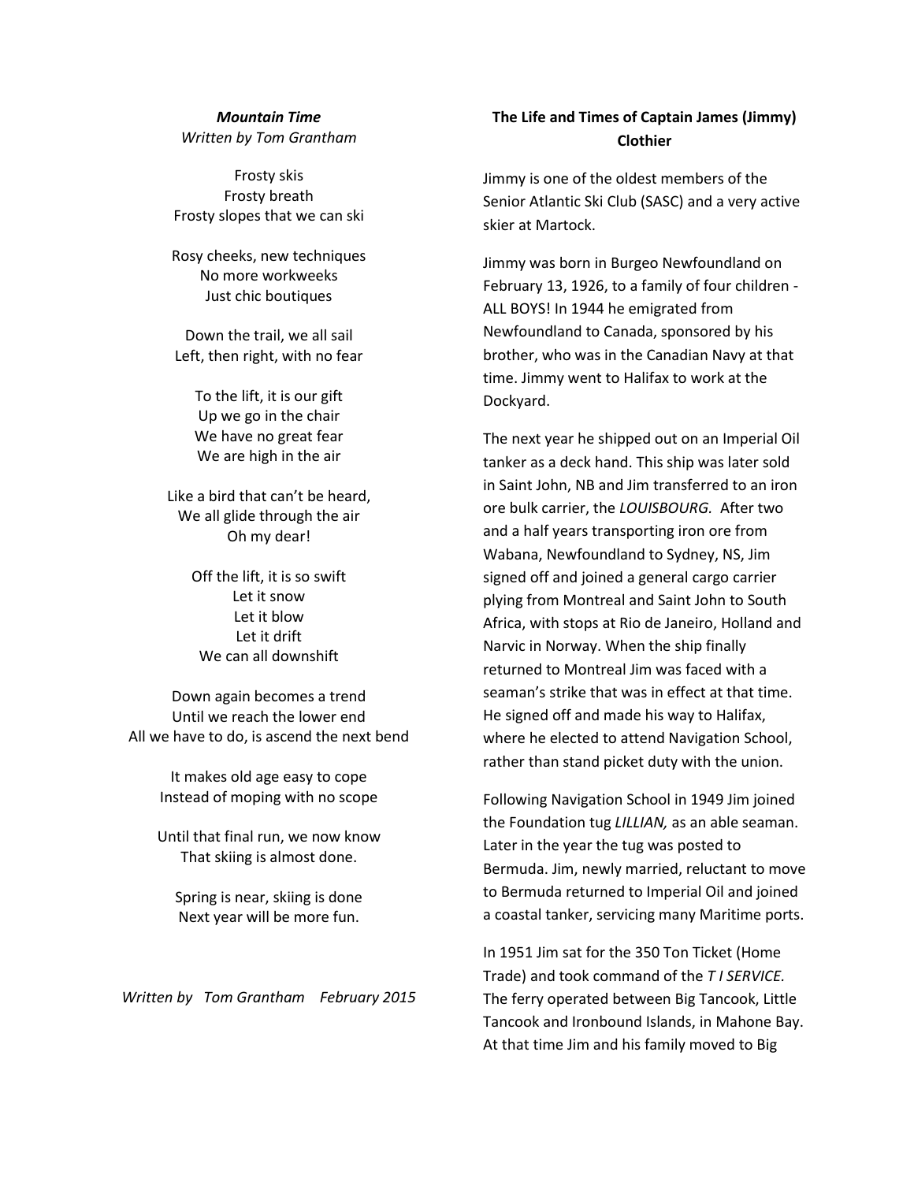***Mountain Time***

*Written by Tom Grantham*

Frosty skis
Frosty breath
Frosty slopes that we can ski

Rosy cheeks, new techniques
No more workweeks
Just chic boutiques

Down the trail, we all sail
Left, then right, with no fear

To the lift, it is our gift
Up we go in the chair
We have no great fear
We are high in the air

Like a bird that can't be heard,
We all glide through the air
Oh my dear!

Off the lift, it is so swift
Let it snow
Let it blow
Let it drift
We can all downshift

Down again becomes a trend
Until we reach the lower end
All we have to do, is ascend the next bend

It makes old age easy to cope
Instead of moping with no scope

Until that final run, we now know
That skiing is almost done.

Spring is near, skiing is done
Next year will be more fun.

*Written by Tom Grantham February 2015*

## The Life and Times of Captain James (Jimmy) Clothier

Jimmy is one of the oldest members of the Senior Atlantic Ski Club (SASC) and a very active skier at Martock.

Jimmy was born in Burgeo Newfoundland on February 13, 1926, to a family of four children - ALL BOYS! In 1944 he emigrated from Newfoundland to Canada, sponsored by his brother, who was in the Canadian Navy at that time. Jimmy went to Halifax to work at the Dockyard.

The next year he shipped out on an Imperial Oil tanker as a deck hand. This ship was later sold in Saint John, NB and Jim transferred to an iron ore bulk carrier, the *LOUISBOURG.* After two and a half years transporting iron ore from Wabana, Newfoundland to Sydney, NS, Jim signed off and joined a general cargo carrier plying from Montreal and Saint John to South Africa, with stops at Rio de Janeiro, Holland and Narvic in Norway. When the ship finally returned to Montreal Jim was faced with a seaman's strike that was in effect at that time. He signed off and made his way to Halifax, where he elected to attend Navigation School, rather than stand picket duty with the union.

Following Navigation School in 1949 Jim joined the Foundation tug *LILLIAN,* as an able seaman. Later in the year the tug was posted to Bermuda. Jim, newly married, reluctant to move to Bermuda returned to Imperial Oil and joined a coastal tanker, servicing many Maritime ports.

In 1951 Jim sat for the 350 Ton Ticket (Home Trade) and took command of the *T I SERVICE.* The ferry operated between Big Tancook, Little Tancook and Ironbound Islands, in Mahone Bay. At that time Jim and his family moved to Big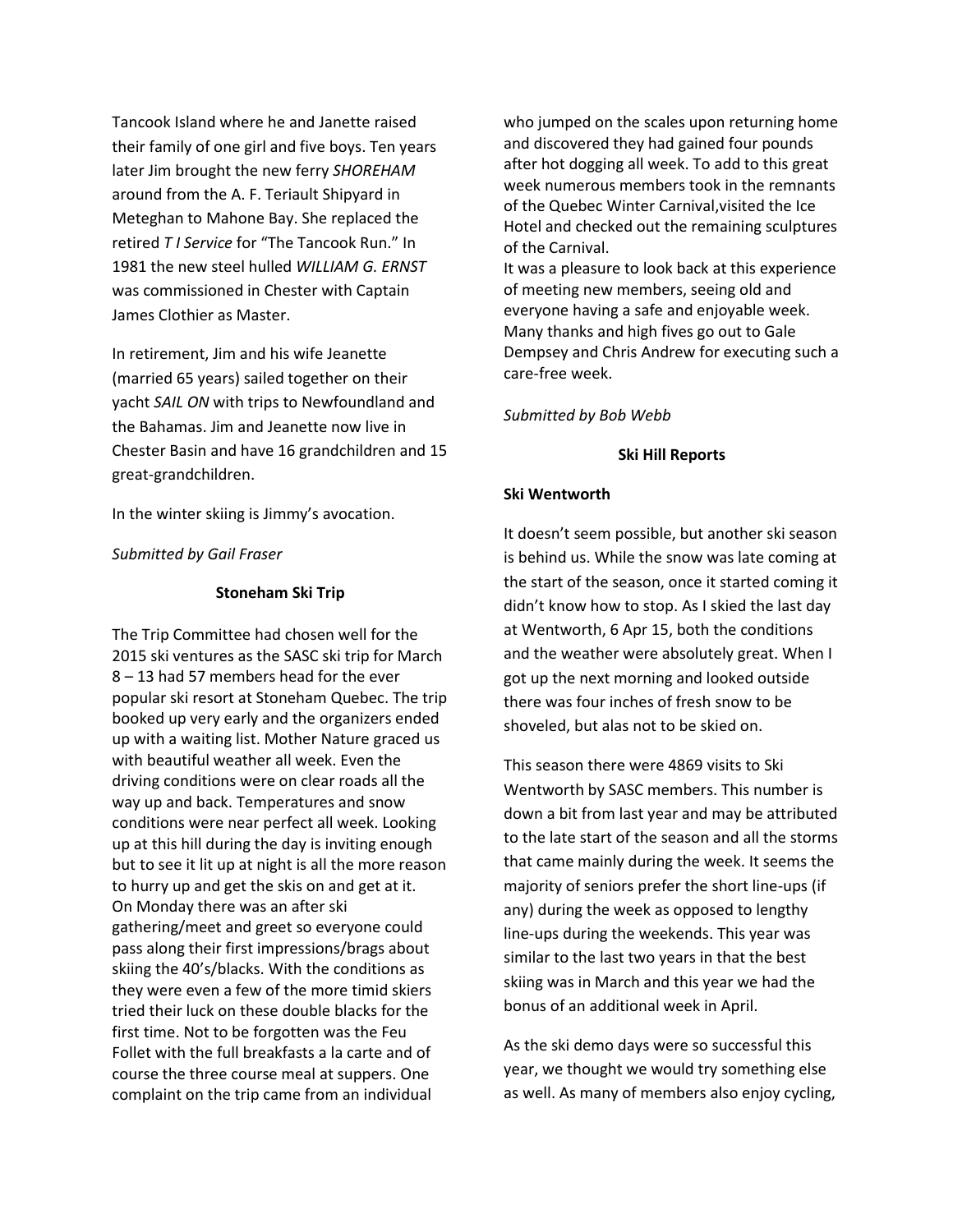Tancook Island where he and Janette raised their family of one girl and five boys. Ten years later Jim brought the new ferry *SHOREHAM* around from the A. F. Teriault Shipyard in Meteghan to Mahone Bay. She replaced the retired *T I Service* for "The Tancook Run." In 1981 the new steel hulled *WILLIAM G. ERNST* was commissioned in Chester with Captain James Clothier as Master.

In retirement, Jim and his wife Jeanette (married 65 years) sailed together on their yacht *SAIL ON* with trips to Newfoundland and the Bahamas. Jim and Jeanette now live in Chester Basin and have 16 grandchildren and 15 great-grandchildren.

In the winter skiing is Jimmy's avocation.

*Submitted by Gail Fraser*

**Stoneham Ski Trip**

The Trip Committee had chosen well for the 2015 ski ventures as the SASC ski trip for March 8 – 13 had 57 members head for the ever popular ski resort at Stoneham Quebec. The trip booked up very early and the organizers ended up with a waiting list. Mother Nature graced us with beautiful weather all week. Even the driving conditions were on clear roads all the way up and back. Temperatures and snow conditions were near perfect all week. Looking up at this hill during the day is inviting enough but to see it lit up at night is all the more reason to hurry up and get the skis on and get at it. On Monday there was an after ski gathering/meet and greet so everyone could pass along their first impressions/brags about skiing the 40's/blacks. With the conditions as they were even a few of the more timid skiers tried their luck on these double blacks for the first time. Not to be forgotten was the Feu Follet with the full breakfasts a la carte and of course the three course meal at suppers. One complaint on the trip came from an individual who jumped on the scales upon returning home and discovered they had gained four pounds after hot dogging all week. To add to this great week numerous members took in the remnants of the Quebec Winter Carnival,visited the Ice Hotel and checked out the remaining sculptures of the Carnival.
It was a pleasure to look back at this experience of meeting new members, seeing old and everyone having a safe and enjoyable week. Many thanks and high fives go out to Gale Dempsey and Chris Andrew for executing such a care-free week.

*Submitted by Bob Webb*

**Ski Hill Reports**

**Ski Wentworth**

It doesn't seem possible, but another ski season is behind us. While the snow was late coming at the start of the season, once it started coming it didn't know how to stop. As I skied the last day at Wentworth, 6 Apr 15, both the conditions and the weather were absolutely great. When I got up the next morning and looked outside there was four inches of fresh snow to be shoveled, but alas not to be skied on.

This season there were 4869 visits to Ski Wentworth by SASC members. This number is down a bit from last year and may be attributed to the late start of the season and all the storms that came mainly during the week. It seems the majority of seniors prefer the short line-ups (if any) during the week as opposed to lengthy line-ups during the weekends. This year was similar to the last two years in that the best skiing was in March and this year we had the bonus of an additional week in April.

As the ski demo days were so successful this year, we thought we would try something else as well. As many of members also enjoy cycling,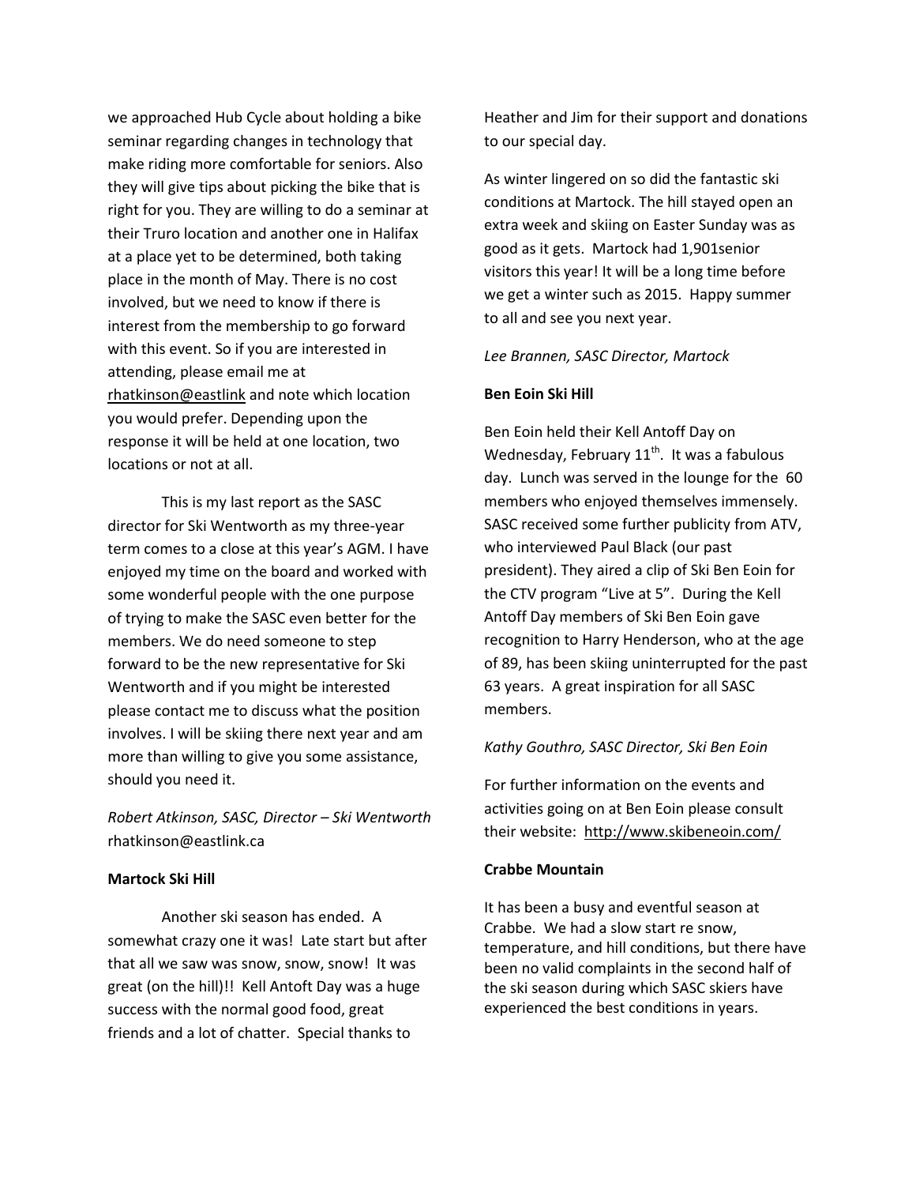we approached Hub Cycle about holding a bike seminar regarding changes in technology that make riding more comfortable for seniors. Also they will give tips about picking the bike that is right for you. They are willing to do a seminar at their Truro location and another one in Halifax at a place yet to be determined, both taking place in the month of May. There is no cost involved, but we need to know if there is interest from the membership to go forward with this event. So if you are interested in attending, please email me at rhatkinson@eastlink and note which location you would prefer. Depending upon the response it will be held at one location, two locations or not at all.

This is my last report as the SASC director for Ski Wentworth as my three-year term comes to a close at this year's AGM. I have enjoyed my time on the board and worked with some wonderful people with the one purpose of trying to make the SASC even better for the members. We do need someone to step forward to be the new representative for Ski Wentworth and if you might be interested please contact me to discuss what the position involves. I will be skiing there next year and am more than willing to give you some assistance, should you need it.

*Robert Atkinson, SASC, Director – Ski Wentworth*
rhatkinson@eastlink.ca

**Martock Ski Hill**

Another ski season has ended. A somewhat crazy one it was! Late start but after that all we saw was snow, snow, snow! It was great (on the hill)!! Kell Antoft Day was a huge success with the normal good food, great friends and a lot of chatter. Special thanks to Heather and Jim for their support and donations to our special day.

As winter lingered on so did the fantastic ski conditions at Martock. The hill stayed open an extra week and skiing on Easter Sunday was as good as it gets. Martock had 1,901senior visitors this year! It will be a long time before we get a winter such as 2015. Happy summer to all and see you next year.

*Lee Brannen, SASC Director, Martock*

**Ben Eoin Ski Hill**

Ben Eoin held their Kell Antoff Day on Wednesday, February 11th. It was a fabulous day. Lunch was served in the lounge for the 60 members who enjoyed themselves immensely. SASC received some further publicity from ATV, who interviewed Paul Black (our past president). They aired a clip of Ski Ben Eoin for the CTV program "Live at 5". During the Kell Antoff Day members of Ski Ben Eoin gave recognition to Harry Henderson, who at the age of 89, has been skiing uninterrupted for the past 63 years. A great inspiration for all SASC members.

*Kathy Gouthro, SASC Director, Ski Ben Eoin*

For further information on the events and activities going on at Ben Eoin please consult their website: http://www.skibeneoin.com/

**Crabbe Mountain**

It has been a busy and eventful season at Crabbe. We had a slow start re snow, temperature, and hill conditions, but there have been no valid complaints in the second half of the ski season during which SASC skiers have experienced the best conditions in years.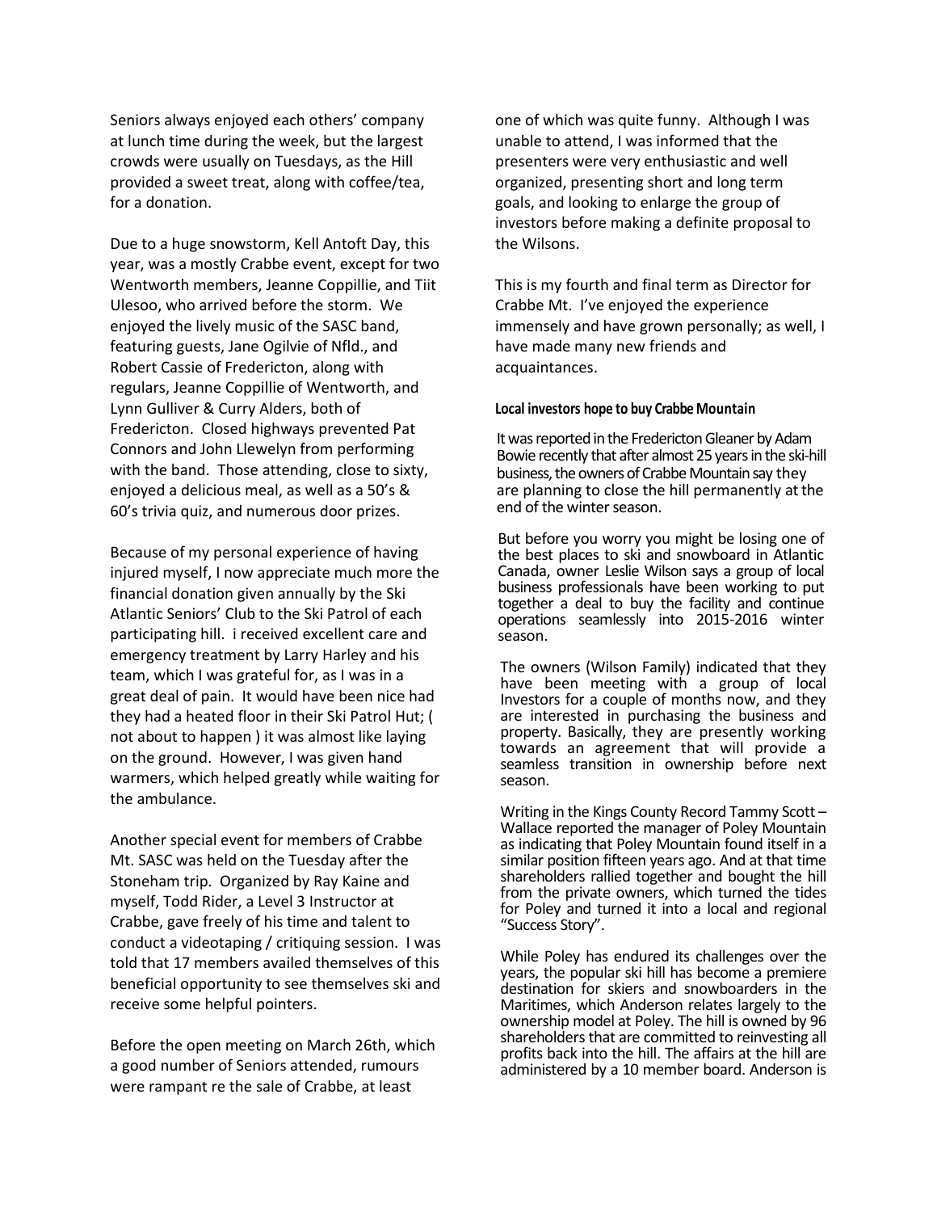Seniors always enjoyed each others' company at lunch time during the week, but the largest crowds were usually on Tuesdays, as the Hill provided a sweet treat, along with coffee/tea, for a donation.

Due to a huge snowstorm, Kell Antoft Day, this year, was a mostly Crabbe event, except for two Wentworth members, Jeanne Coppillie, and Tiit Ulesoo, who arrived before the storm. We enjoyed the lively music of the SASC band, featuring guests, Jane Ogilvie of Nfld., and Robert Cassie of Fredericton, along with regulars, Jeanne Coppillie of Wentworth, and Lynn Gulliver & Curry Alders, both of Fredericton. Closed highways prevented Pat Connors and John Llewelyn from performing with the band. Those attending, close to sixty, enjoyed a delicious meal, as well as a 50's & 60's trivia quiz, and numerous door prizes.

Because of my personal experience of having injured myself, I now appreciate much more the financial donation given annually by the Ski Atlantic Seniors' Club to the Ski Patrol of each participating hill. i received excellent care and emergency treatment by Larry Harley and his team, which I was grateful for, as I was in a great deal of pain. It would have been nice had they had a heated floor in their Ski Patrol Hut; ( not about to happen ) it was almost like laying on the ground. However, I was given hand warmers, which helped greatly while waiting for the ambulance.

Another special event for members of Crabbe Mt. SASC was held on the Tuesday after the Stoneham trip. Organized by Ray Kaine and myself, Todd Rider, a Level 3 Instructor at Crabbe, gave freely of his time and talent to conduct a videotaping / critiquing session. I was told that 17 members availed themselves of this beneficial opportunity to see themselves ski and receive some helpful pointers.

Before the open meeting on March 26th, which a good number of Seniors attended, rumours were rampant re the sale of Crabbe, at least one of which was quite funny. Although I was unable to attend, I was informed that the presenters were very enthusiastic and well organized, presenting short and long term goals, and looking to enlarge the group of investors before making a definite proposal to the Wilsons.

This is my fourth and final term as Director for Crabbe Mt. I've enjoyed the experience immensely and have grown personally; as well, I have made many new friends and acquaintances.

#### Local investors hope to buy Crabbe Mountain

It was reported in the Fredericton Gleaner by Adam Bowie recently that after almost 25 years in the ski-hill business, the owners of Crabbe Mountain say they are planning to close the hill permanently at the end of the winter season.

But before you worry you might be losing one of the best places to ski and snowboard in Atlantic Canada, owner Leslie Wilson says a group of local business professionals have been working to put together a deal to buy the facility and continue operations seamlessly into 2015-2016 winter season.

The owners (Wilson Family) indicated that they have been meeting with a group of local Investors for a couple of months now, and they are interested in purchasing the business and property. Basically, they are presently working towards an agreement that will provide a seamless transition in ownership before next season.

Writing in the Kings County Record Tammy Scott – Wallace reported the manager of Poley Mountain as indicating that Poley Mountain found itself in a similar position fifteen years ago. And at that time shareholders rallied together and bought the hill from the private owners, which turned the tides for Poley and turned it into a local and regional "Success Story".

While Poley has endured its challenges over the years, the popular ski hill has become a premiere destination for skiers and snowboarders in the Maritimes, which Anderson relates largely to the ownership model at Poley. The hill is owned by 96 shareholders that are committed to reinvesting all profits back into the hill. The affairs at the hill are administered by a 10 member board. Anderson is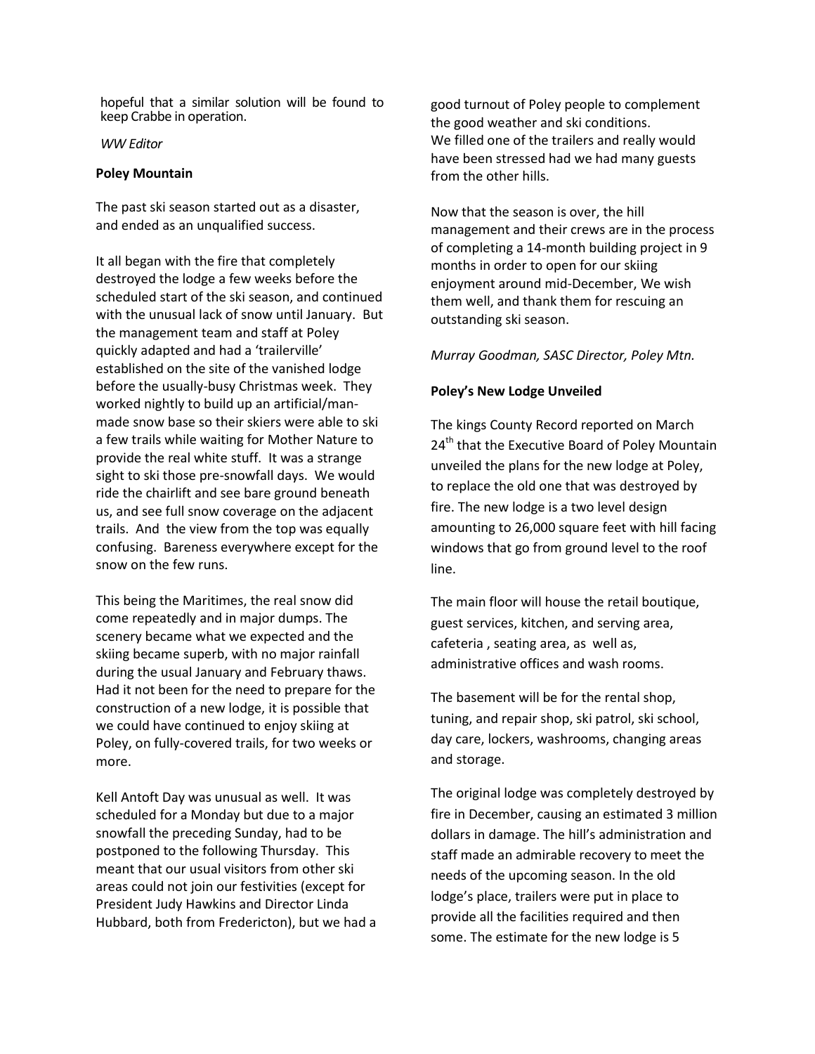hopeful that a similar solution will be found to keep Crabbe in operation.

*WW Editor*

**Poley Mountain**

The past ski season started out as a disaster, and ended as an unqualified success.

It all began with the fire that completely destroyed the lodge a few weeks before the scheduled start of the ski season, and continued with the unusual lack of snow until January. But the management team and staff at Poley quickly adapted and had a 'trailerville' established on the site of the vanished lodge before the usually-busy Christmas week. They worked nightly to build up an artificial/man-made snow base so their skiers were able to ski a few trails while waiting for Mother Nature to provide the real white stuff. It was a strange sight to ski those pre-snowfall days. We would ride the chairlift and see bare ground beneath us, and see full snow coverage on the adjacent trails. And the view from the top was equally confusing. Bareness everywhere except for the snow on the few runs.

This being the Maritimes, the real snow did come repeatedly and in major dumps. The scenery became what we expected and the skiing became superb, with no major rainfall during the usual January and February thaws. Had it not been for the need to prepare for the construction of a new lodge, it is possible that we could have continued to enjoy skiing at Poley, on fully-covered trails, for two weeks or more.

Kell Antoft Day was unusual as well. It was scheduled for a Monday but due to a major snowfall the preceding Sunday, had to be postponed to the following Thursday. This meant that our usual visitors from other ski areas could not join our festivities (except for President Judy Hawkins and Director Linda Hubbard, both from Fredericton), but we had a good turnout of Poley people to complement the good weather and ski conditions.
We filled one of the trailers and really would have been stressed had we had many guests from the other hills.

Now that the season is over, the hill management and their crews are in the process of completing a 14-month building project in 9 months in order to open for our skiing enjoyment around mid-December, We wish them well, and thank them for rescuing an outstanding ski season.

*Murray Goodman, SASC Director, Poley Mtn.*

**Poley's New Lodge Unveiled**

The kings County Record reported on March 24th that the Executive Board of Poley Mountain unveiled the plans for the new lodge at Poley, to replace the old one that was destroyed by fire. The new lodge is a two level design amounting to 26,000 square feet with hill facing windows that go from ground level to the roof line.

The main floor will house the retail boutique, guest services, kitchen, and serving area, cafeteria , seating area, as well as, administrative offices and wash rooms.

The basement will be for the rental shop, tuning, and repair shop, ski patrol, ski school, day care, lockers, washrooms, changing areas and storage.

The original lodge was completely destroyed by fire in December, causing an estimated 3 million dollars in damage. The hill's administration and staff made an admirable recovery to meet the needs of the upcoming season. In the old lodge's place, trailers were put in place to provide all the facilities required and then some. The estimate for the new lodge is 5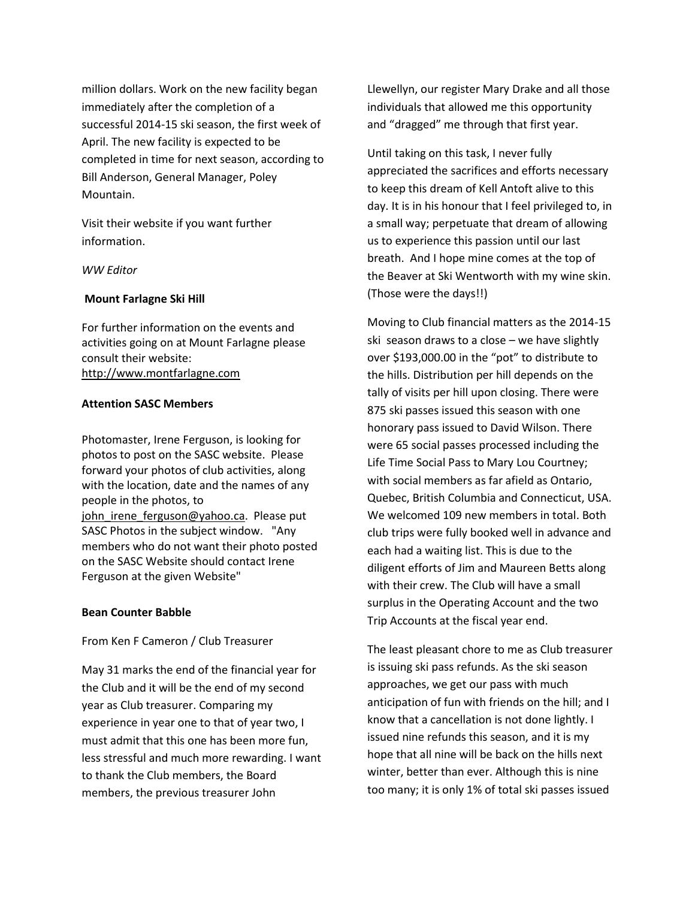million dollars. Work on the new facility began immediately after the completion of a successful 2014-15 ski season, the first week of April. The new facility is expected to be completed in time for next season, according to Bill Anderson, General Manager, Poley Mountain.

Visit their website if you want further information.

*WW Editor*

**Mount Farlagne Ski Hill**

For further information on the events and activities going on at Mount Farlagne please consult their website: http://www.montfarlagne.com

**Attention SASC Members**

Photomaster, Irene Ferguson, is looking for photos to post on the SASC website. Please forward your photos of club activities, along with the location, date and the names of any people in the photos, to john_irene_ferguson@yahoo.ca. Please put SASC Photos in the subject window. "Any members who do not want their photo posted on the SASC Website should contact Irene Ferguson at the given Website"

**Bean Counter Babble**

From Ken F Cameron / Club Treasurer

May 31 marks the end of the financial year for the Club and it will be the end of my second year as Club treasurer. Comparing my experience in year one to that of year two, I must admit that this one has been more fun, less stressful and much more rewarding. I want to thank the Club members, the Board members, the previous treasurer John Llewellyn, our register Mary Drake and all those individuals that allowed me this opportunity and "dragged" me through that first year.

Until taking on this task, I never fully appreciated the sacrifices and efforts necessary to keep this dream of Kell Antoft alive to this day. It is in his honour that I feel privileged to, in a small way; perpetuate that dream of allowing us to experience this passion until our last breath. And I hope mine comes at the top of the Beaver at Ski Wentworth with my wine skin. (Those were the days!!)

Moving to Club financial matters as the 2014-15 ski season draws to a close – we have slightly over $193,000.00 in the "pot" to distribute to the hills. Distribution per hill depends on the tally of visits per hill upon closing. There were 875 ski passes issued this season with one honorary pass issued to David Wilson. There were 65 social passes processed including the Life Time Social Pass to Mary Lou Courtney; with social members as far afield as Ontario, Quebec, British Columbia and Connecticut, USA. We welcomed 109 new members in total. Both club trips were fully booked well in advance and each had a waiting list. This is due to the diligent efforts of Jim and Maureen Betts along with their crew. The Club will have a small surplus in the Operating Account and the two Trip Accounts at the fiscal year end.

The least pleasant chore to me as Club treasurer is issuing ski pass refunds. As the ski season approaches, we get our pass with much anticipation of fun with friends on the hill; and I know that a cancellation is not done lightly. I issued nine refunds this season, and it is my hope that all nine will be back on the hills next winter, better than ever. Although this is nine too many; it is only 1% of total ski passes issued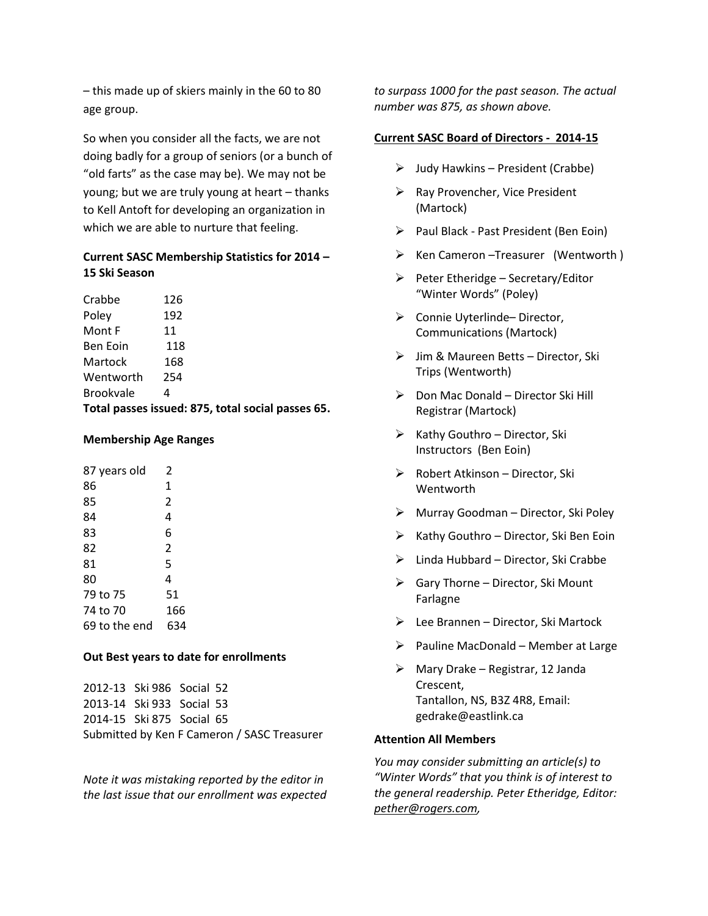– this made up of skiers mainly in the 60 to 80 age group.

So when you consider all the facts, we are not doing badly for a group of seniors (or a bunch of "old farts" as the case may be). We may not be young; but we are truly young at heart – thanks to Kell Antoft for developing an organization in which we are able to nurture that feeling.

**Current SASC Membership Statistics for 2014 – 15 Ski Season**

| | |
|---|---|
| Crabbe | 126 |
| Poley | 192 |
| Mont F | 11 |
| Ben Eoin | 118 |
| Martock | 168 |
| Wentworth | 254 |
| Brookvale | 4 |

**Total passes issued: 875, total social passes 65.**

**Membership Age Ranges**

| | |
|---|---|
| 87 years old | 2 |
| 86 | 1 |
| 85 | 2 |
| 84 | 4 |
| 83 | 6 |
| 82 | 2 |
| 81 | 5 |
| 80 | 4 |
| 79 to 75 | 51 |
| 74 to 70 | 166 |
| 69 to the end | 634 |

**Out Best years to date for enrollments**

2012-13 Ski 986 Social 52
2013-14 Ski 933 Social 53
2014-15 Ski 875 Social 65
Submitted by Ken F Cameron / SASC Treasurer

*Note it was mistaking reported by the editor in the last issue that our enrollment was expected to surpass 1000 for the past season. The actual number was 875, as shown above.*

**Current SASC Board of Directors - 2014-15**

- Judy Hawkins – President (Crabbe)
- Ray Provencher, Vice President (Martock)
- Paul Black - Past President (Ben Eoin)
- Ken Cameron –Treasurer (Wentworth )
- Peter Etheridge – Secretary/Editor "Winter Words" (Poley)
- Connie Uyterlinde– Director, Communications (Martock)
- Jim & Maureen Betts – Director, Ski Trips (Wentworth)
- Don Mac Donald – Director Ski Hill Registrar (Martock)
- Kathy Gouthro – Director, Ski Instructors (Ben Eoin)
- Robert Atkinson – Director, Ski Wentworth
- Murray Goodman – Director, Ski Poley
- Kathy Gouthro – Director, Ski Ben Eoin
- Linda Hubbard – Director, Ski Crabbe
- Gary Thorne – Director, Ski Mount Farlagne
- Lee Brannen – Director, Ski Martock
- Pauline MacDonald – Member at Large
- Mary Drake – Registrar, 12 Janda Crescent, Tantallon, NS, B3Z 4R8, Email: gedrake@eastlink.ca

**Attention All Members**

*You may consider submitting an article(s) to "Winter Words" that you think is of interest to the general readership. Peter Etheridge, Editor: pether@rogers.com,*